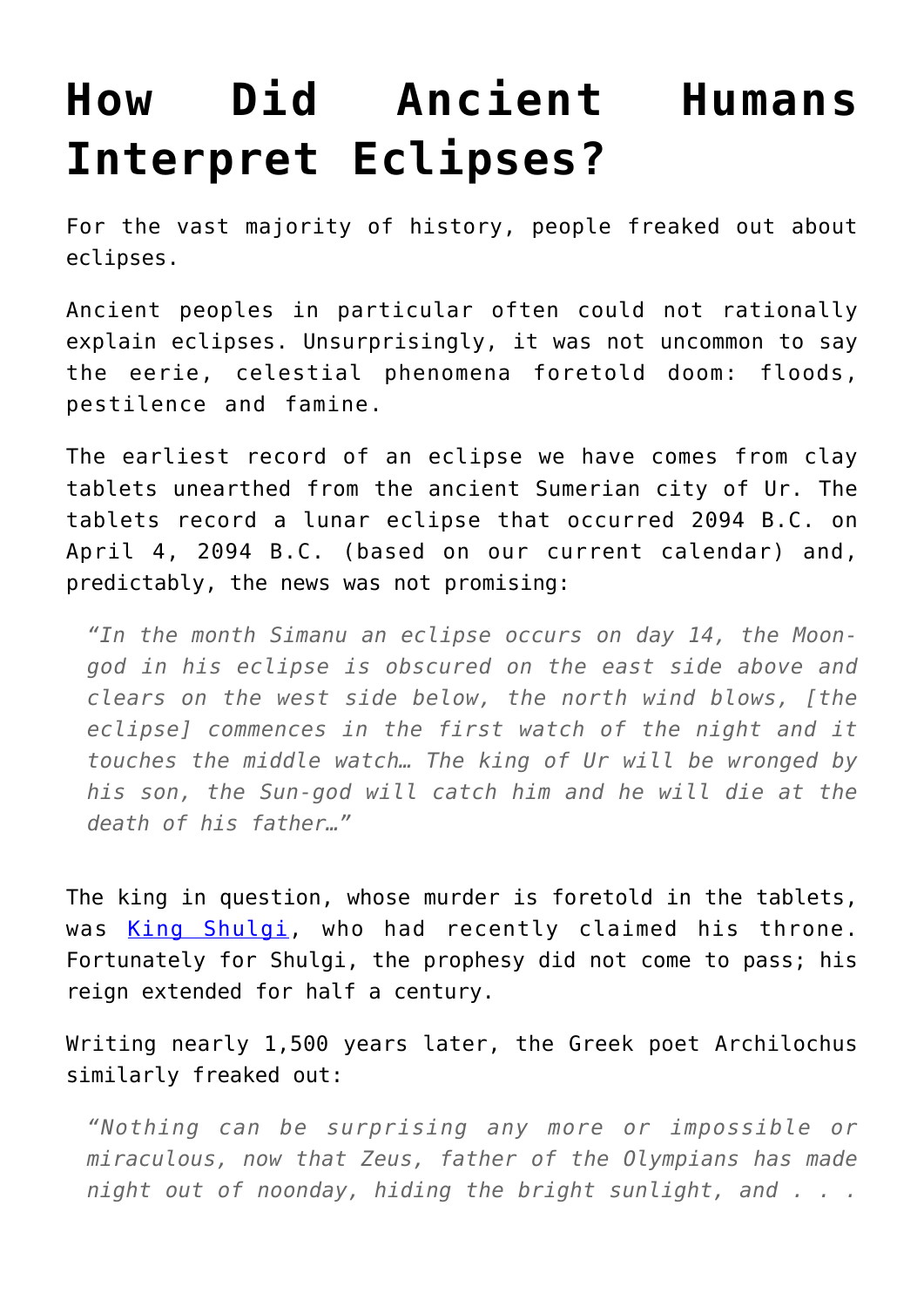# How Did Ancient Humans Interpret Eclipses?

For the vast majority of history, people freaked out about eclipses.

Ancient peoples in particular often could not rationally explain eclipses. Unsurprisingly, it was not uncommon to say the eerie, celestial phenomena foretold doom: floods, pestilence and famine.

The earliest record of an eclipse we have comes from clay tablets unearthed from the ancient Sumerian city of Ur. The tablets record a lunar eclipse that occurred 2094 B.C. on April 4, 2094 B.C. (based on our current calendar) and, predictably, the news was not promising:

> *"In the month Simanu an eclipse occurs on day 14, the Moon-god in his eclipse is obscured on the east side above and clears on the west side below, the north wind blows, [the eclipse] commences in the first watch of the night and it touches the middle watch… The king of Ur will be wronged by his son, the Sun-god will catch him and he will die at the death of his father…"*

The king in question, whose murder is foretold in the tablets, was [King Shulgi](), who had recently claimed his throne. Fortunately for Shulgi, the prophesy did not come to pass; his reign extended for half a century.

Writing nearly 1,500 years later, the Greek poet Archilochus similarly freaked out:

> *"Nothing can be surprising any more or impossible or miraculous, now that Zeus, father of the Olympians has made night out of noonday, hiding the bright sunlight, and . . .*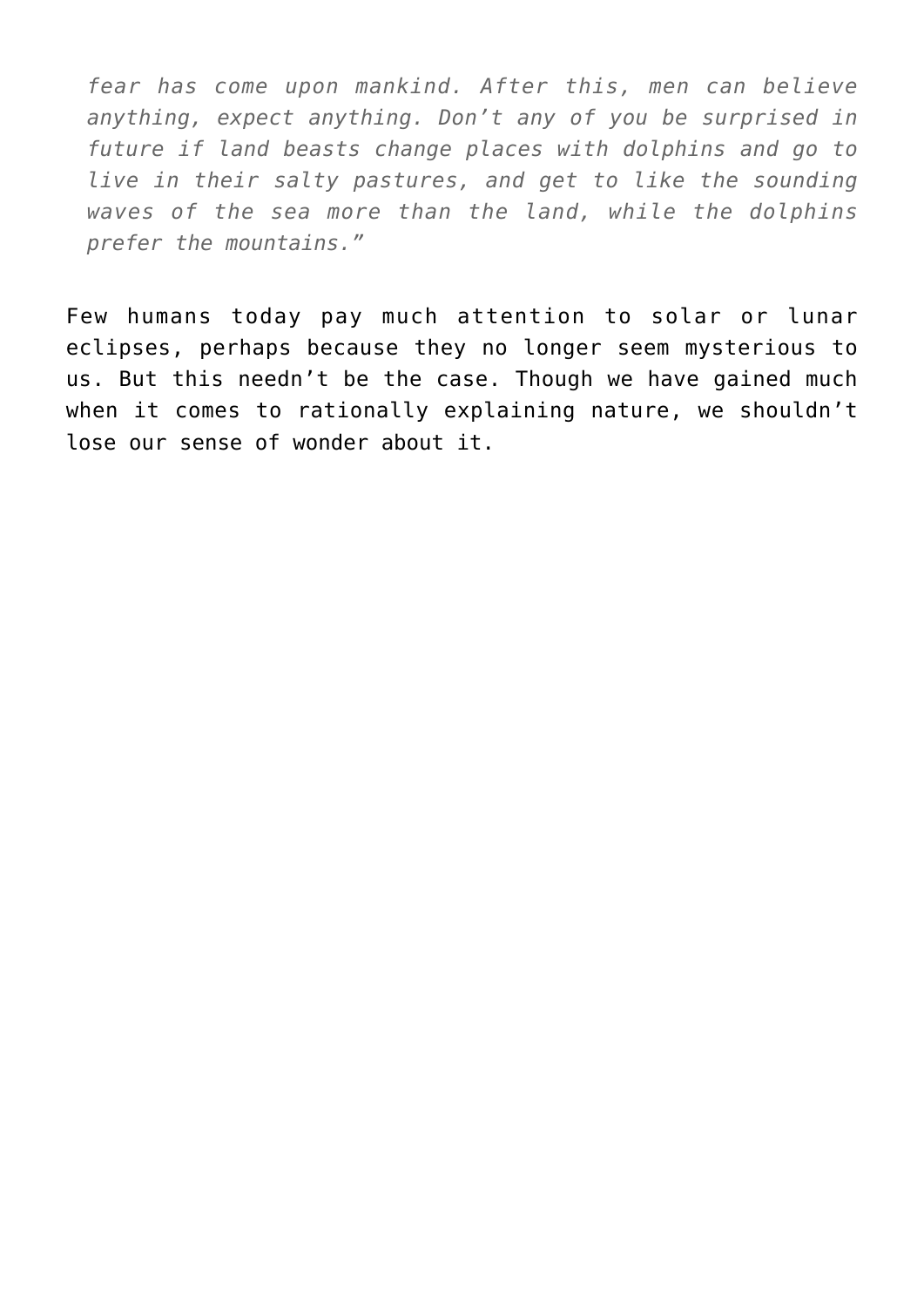> *fear has come upon mankind. After this, men can believe anything, expect anything. Don't any of you be surprised in future if land beasts change places with dolphins and go to live in their salty pastures, and get to like the sounding waves of the sea more than the land, while the dolphins prefer the mountains."*

Few humans today pay much attention to solar or lunar eclipses, perhaps because they no longer seem mysterious to us. But this needn't be the case. Though we have gained much when it comes to rationally explaining nature, we shouldn't lose our sense of wonder about it.